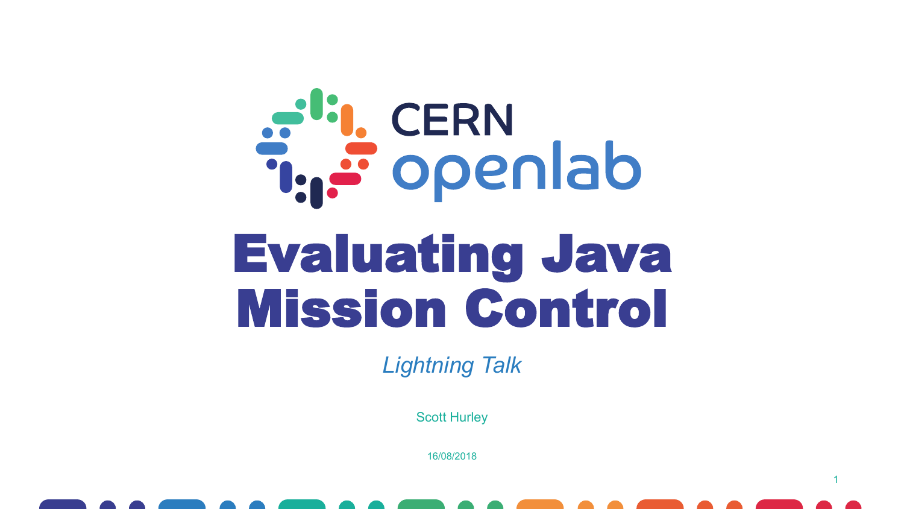CERN openlab

# Evaluating Java Mission Control

*Lightning Talk*

Scott Hurley

16/08/2018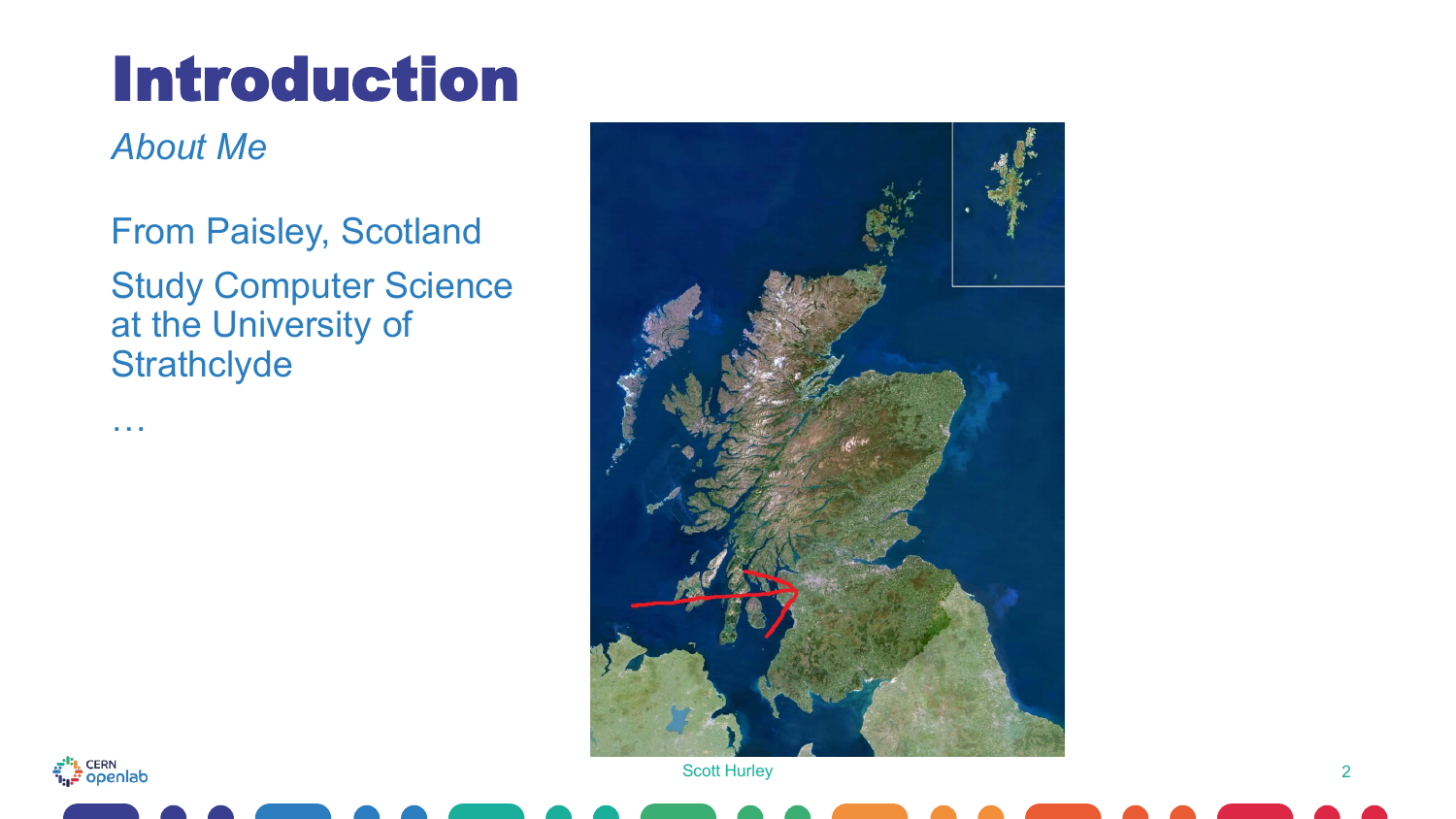# Introduction

*About Me*

From Paisley, Scotland

Study Computer Science at the University of Strathclyde

…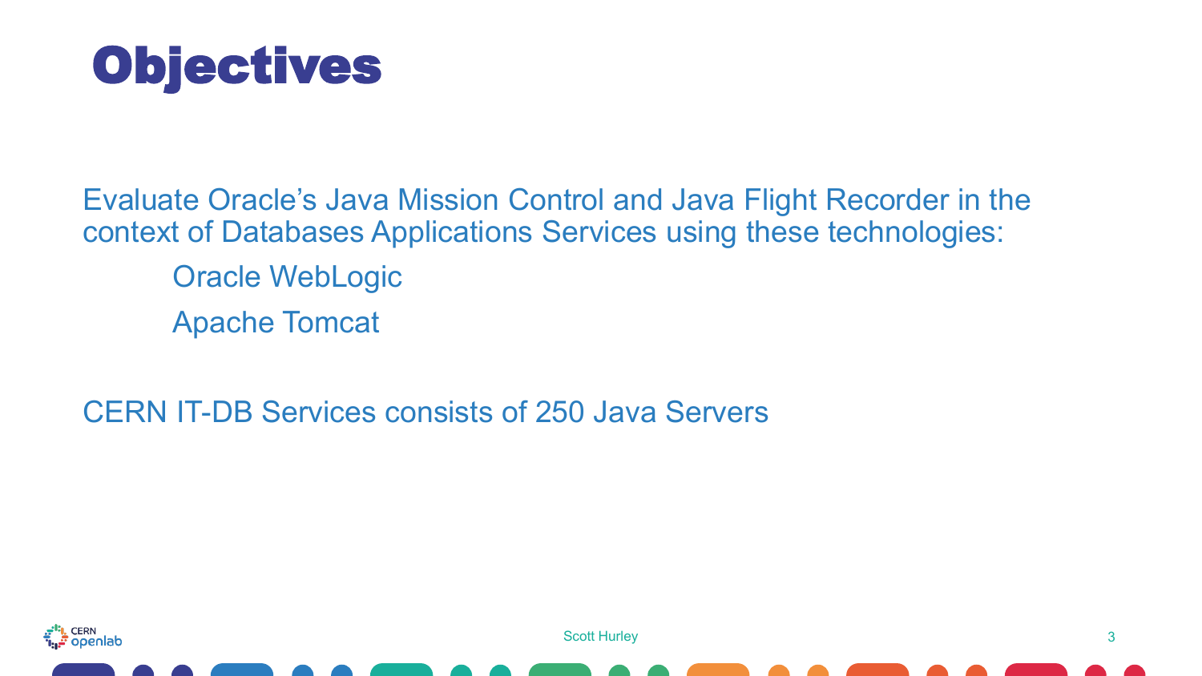# Objectives

Evaluate Oracle's Java Mission Control and Java Flight Recorder in the context of Databases Applications Services using these technologies:

- Oracle WebLogic
- Apache Tomcat

CERN IT-DB Services consists of 250 Java Servers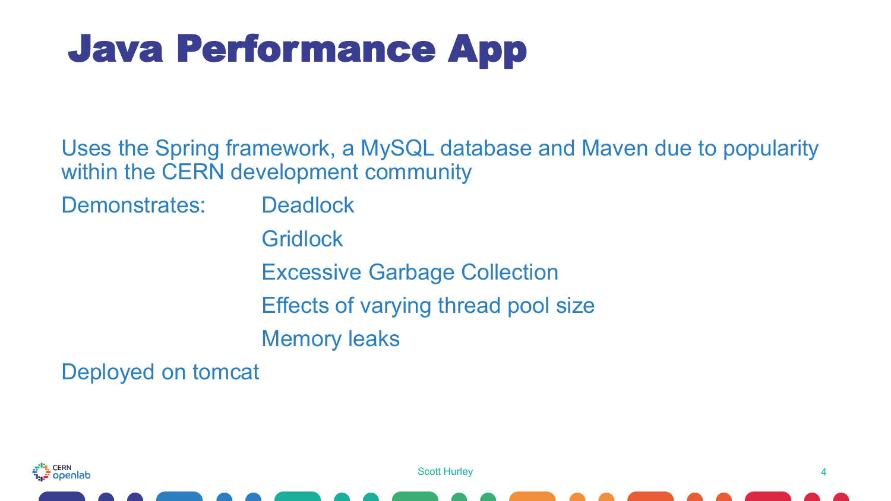# Java Performance App

Uses the Spring framework, a MySQL database and Maven due to popularity within the CERN development community

Demonstrates:

- Deadlock
- Gridlock
- Excessive Garbage Collection
- Effects of varying thread pool size
- Memory leaks

Deployed on tomcat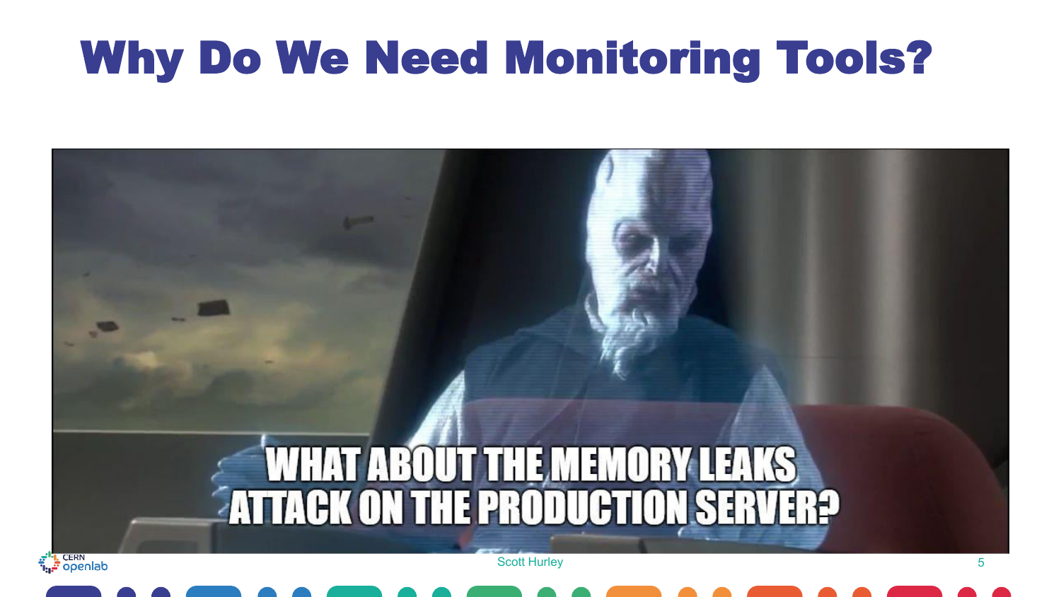# Why Do We Need Monitoring Tools?

WHAT ABOUT THE MEMORY LEAKS ATTACK ON THE PRODUCTION SERVER?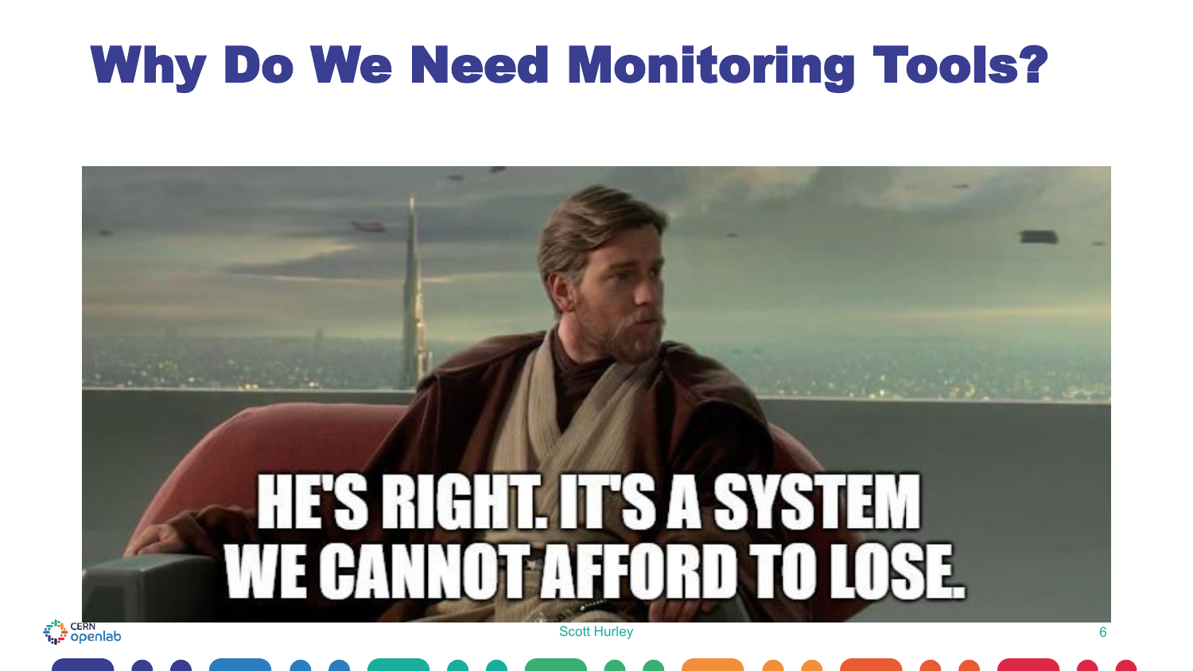# Why Do We Need Monitoring Tools?

HE'S RIGHT. IT'S A SYSTEM WE CANNOT AFFORD TO LOSE.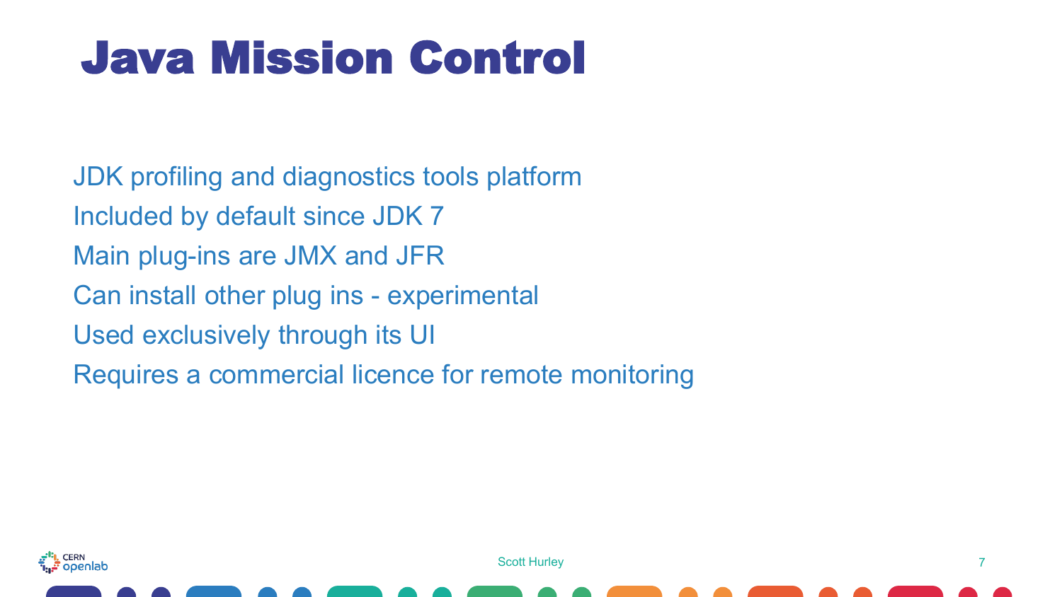# Java Mission Control

- JDK profiling and diagnostics tools platform
- Included by default since JDK 7
- Main plug-ins are JMX and JFR
- Can install other plug ins - experimental
- Used exclusively through its UI
- Requires a commercial licence for remote monitoring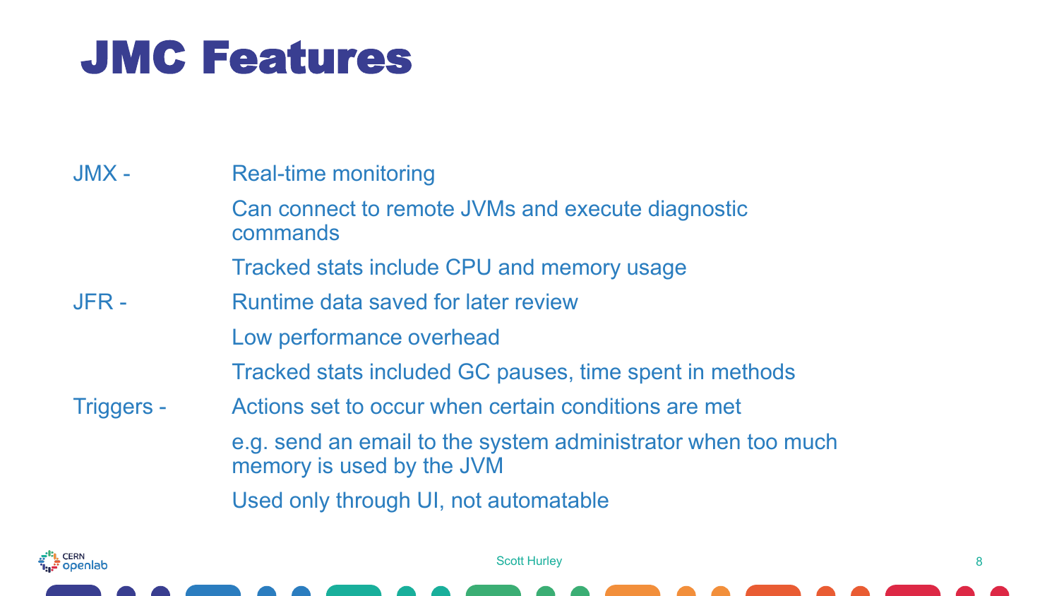# JMC Features

**JMX -**

- Real-time monitoring
- Can connect to remote JVMs and execute diagnostic commands
- Tracked stats include CPU and memory usage

**JFR -**

- Runtime data saved for later review
- Low performance overhead
- Tracked stats included GC pauses, time spent in methods

**Triggers -**

- Actions set to occur when certain conditions are met
- e.g. send an email to the system administrator when too much memory is used by the JVM
- Used only through UI, not automatable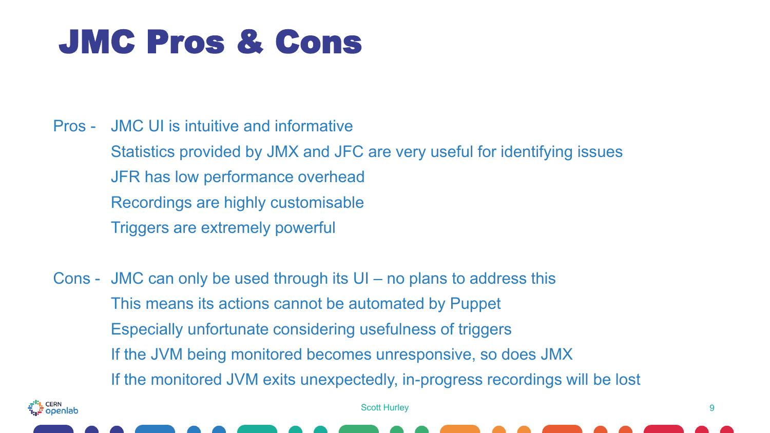# JMC Pros & Cons

Pros -
- JMC UI is intuitive and informative
- Statistics provided by JMX and JFC are very useful for identifying issues
- JFR has low performance overhead
- Recordings are highly customisable
- Triggers are extremely powerful

Cons -
- JMC can only be used through its UI – no plans to address this
- This means its actions cannot be automated by Puppet
- Especially unfortunate considering usefulness of triggers
- If the JVM being monitored becomes unresponsive, so does JMX
- If the monitored JVM exits unexpectedly, in-progress recordings will be lost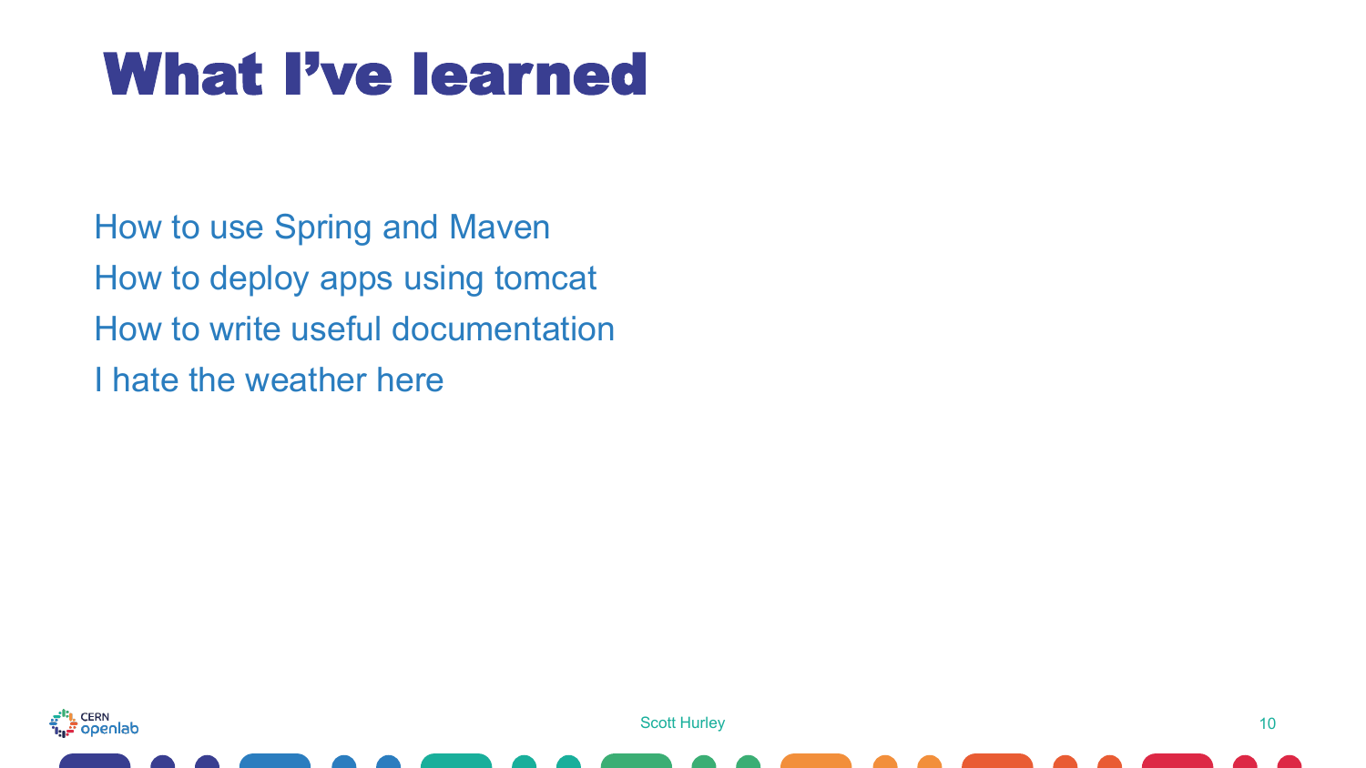# What I've learned

How to use Spring and Maven

How to deploy apps using tomcat

How to write useful documentation

I hate the weather here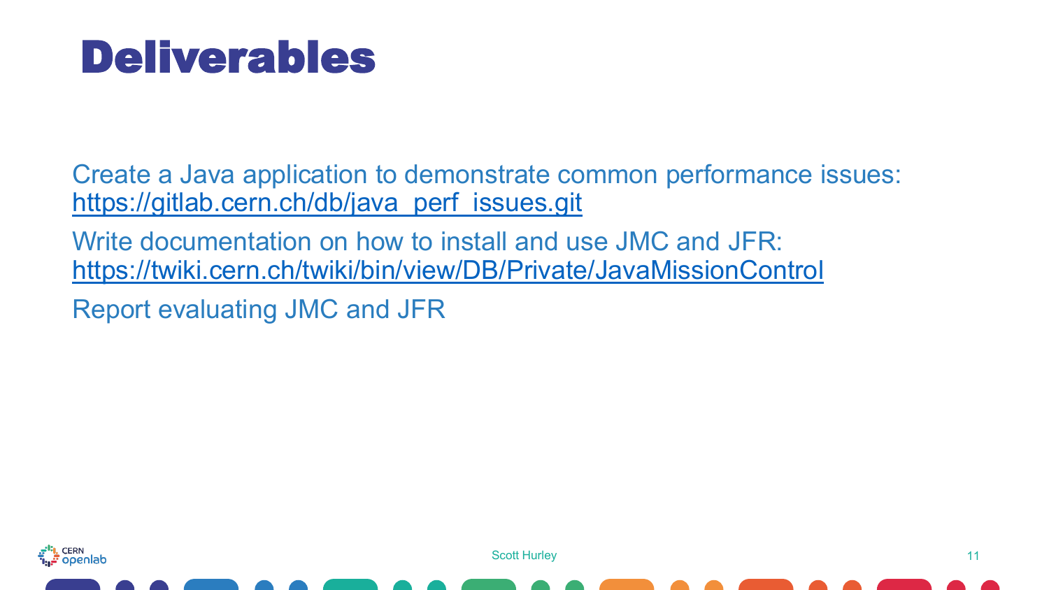# Deliverables

Create a Java application to demonstrate common performance issues: https://gitlab.cern.ch/db/java_perf_issues.git

Write documentation on how to install and use JMC and JFR: https://twiki.cern.ch/twiki/bin/view/DB/Private/JavaMissionControl

Report evaluating JMC and JFR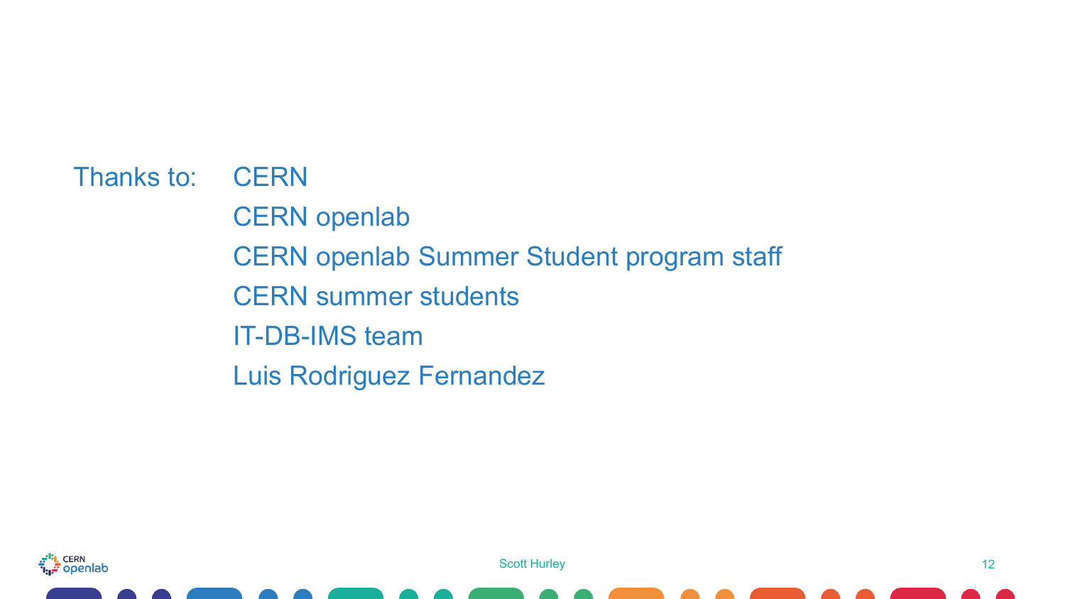Thanks to:

- CERN
- CERN openlab
- CERN openlab Summer Student program staff
- CERN summer students
- IT-DB-IMS team
- Luis Rodriguez Fernandez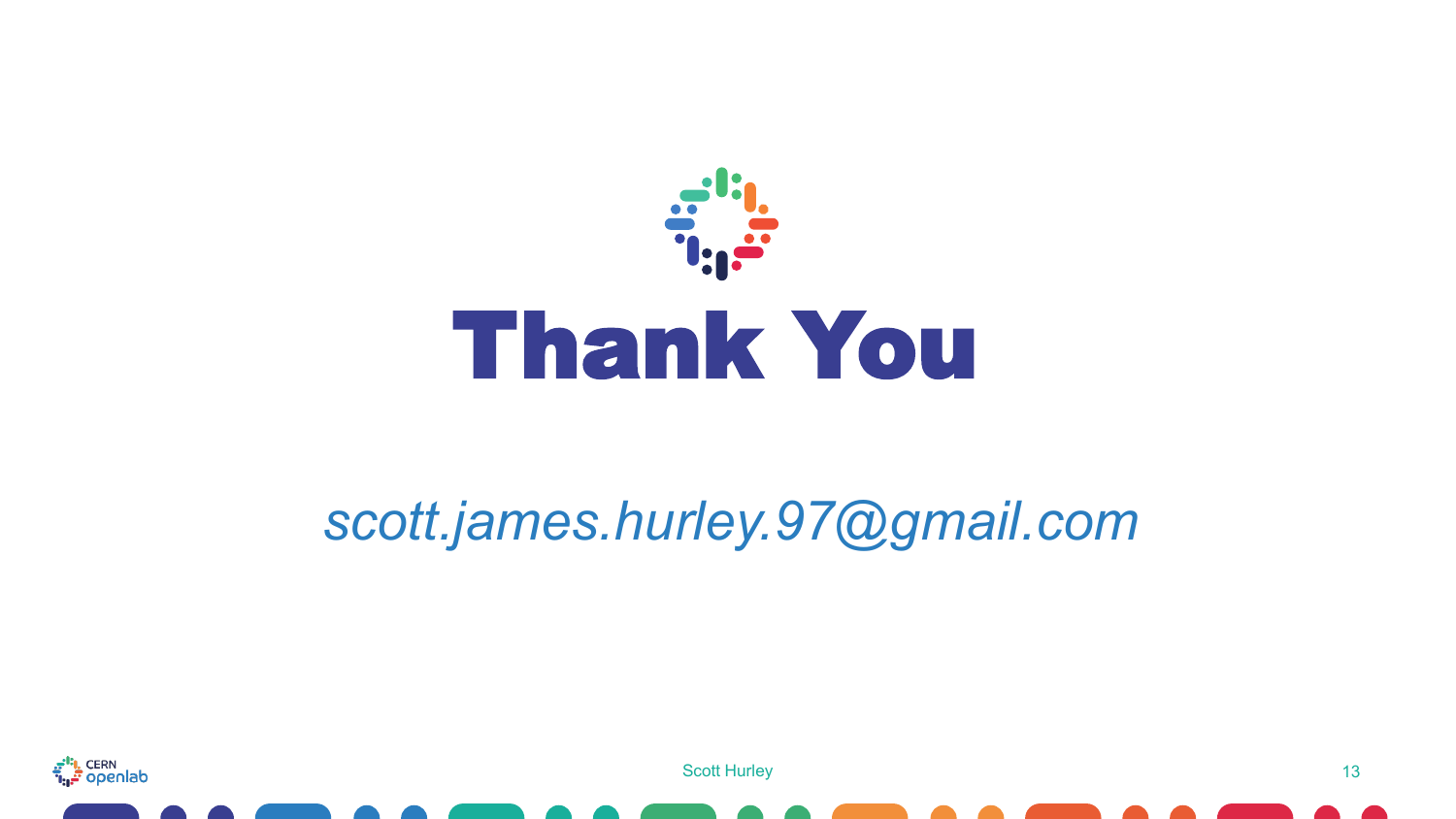# Thank You

*scott.james.hurley.97@gmail.com*